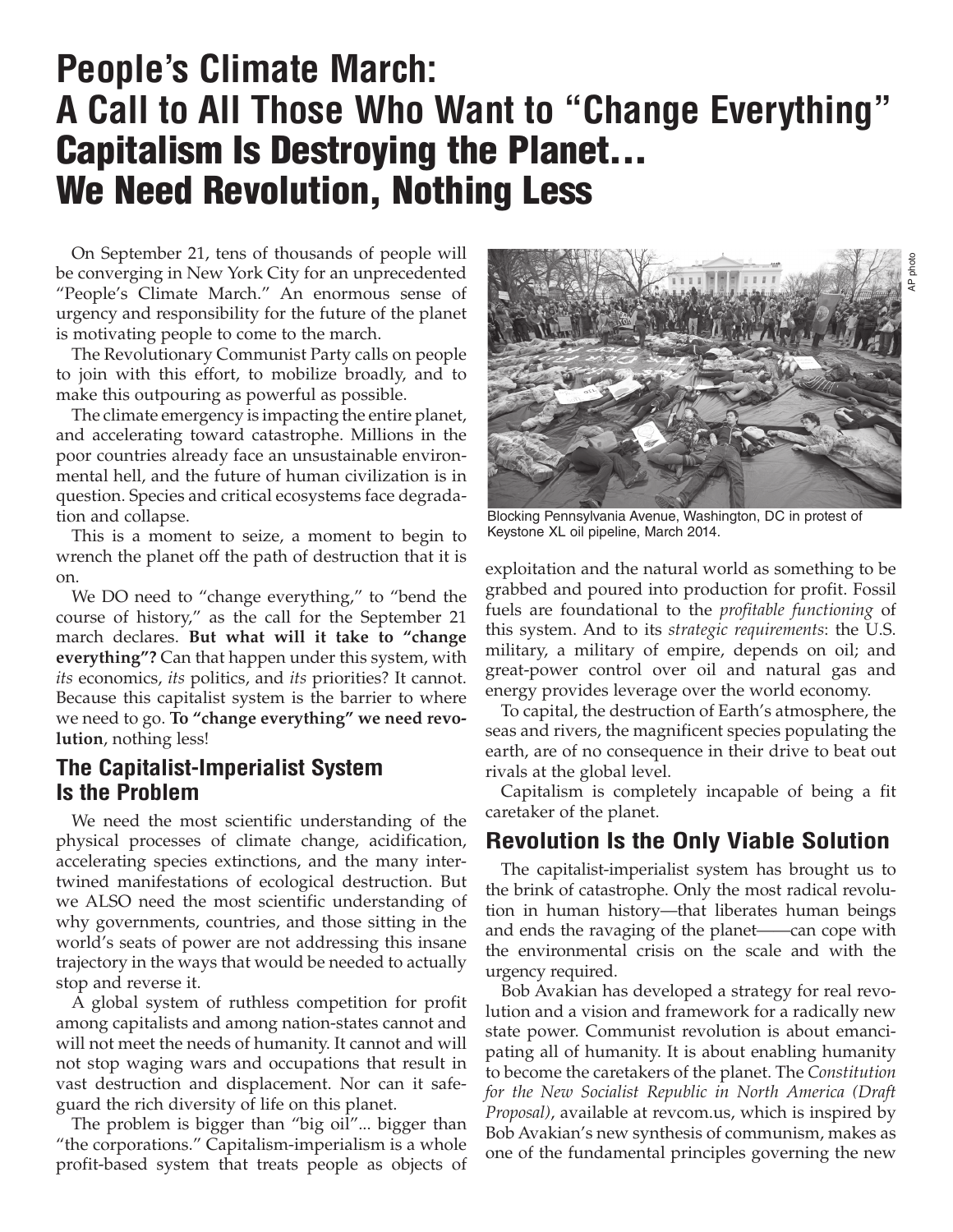# People's Climate March: A Call to All Those Who Want to "Change Everything" Capitalism Is Destroying the Planet... We Need Revolution, Nothing Less

On September 21, tens of thousands of people will be converging in New York City for an unprecedented "People's Climate March." An enormous sense of urgency and responsibility for the future of the planet is motivating people to come to the march.

The Revolutionary Communist Party calls on people to join with this effort, to mobilize broadly, and to make this outpouring as powerful as possible.

The climate emergency is impacting the entire planet, and accelerating toward catastrophe. Millions in the poor countries already face an unsustainable environmental hell, and the future of human civilization is in question. Species and critical ecosystems face degradation and collapse.

This is a moment to seize, a moment to begin to wrench the planet off the path of destruction that it is on.

We DO need to "change everything," to "bend the course of history," as the call for the September 21 march declares. **But what will it take to "change everything"?** Can that happen under this system, with *its* economics, *its* politics, and *its* priorities? It cannot. Because this capitalist system is the barrier to where we need to go. **To "change everything" we need revolution**, nothing less!

## The Capitalist-Imperialist System Is the Problem

We need the most scientific understanding of the physical processes of climate change, acidification, accelerating species extinctions, and the many intertwined manifestations of ecological destruction. But we ALSO need the most scientific understanding of why governments, countries, and those sitting in the world's seats of power are not addressing this insane trajectory in the ways that would be needed to actually stop and reverse it.

A global system of ruthless competition for profit among capitalists and among nation-states cannot and will not meet the needs of humanity. It cannot and will not stop waging wars and occupations that result in vast destruction and displacement. Nor can it safeguard the rich diversity of life on this planet.

The problem is bigger than "big oil"... bigger than "the corporations." Capitalism-imperialism is a whole profit-based system that treats people as objects of exploitation and the natural world as something to be grabbed and poured into production for profit. Fossil fuels are foundational to the *profitable functioning* of this system. And to its *strategic requirements*: the U.S. military, a military of empire, depends on oil; and great-power control over oil and natural gas and energy provides leverage over the world economy.

Blocking Pennsylvania Avenue, Washington, DC in protest of Keystone XL oil pipeline, March 2014.

AP photo

To capital, the destruction of Earth's atmosphere, the seas and rivers, the magnificent species populating the earth, are of no consequence in their drive to beat out rivals at the global level.

Capitalism is completely incapable of being a fit caretaker of the planet.

## Revolution Is the Only Viable Solution

The capitalist-imperialist system has brought us to the brink of catastrophe. Only the most radical revolution in human history—that liberates human beings and ends the ravaging of the planet——can cope with the environmental crisis on the scale and with the urgency required.

Bob Avakian has developed a strategy for real revolution and a vision and framework for a radically new state power. Communist revolution is about emancipating all of humanity. It is about enabling humanity to become the caretakers of the planet. The *Constitution for the New Socialist Republic in North America (Draft Proposal)*, available at revcom.us, which is inspired by Bob Avakian's new synthesis of communism, makes as one of the fundamental principles governing the new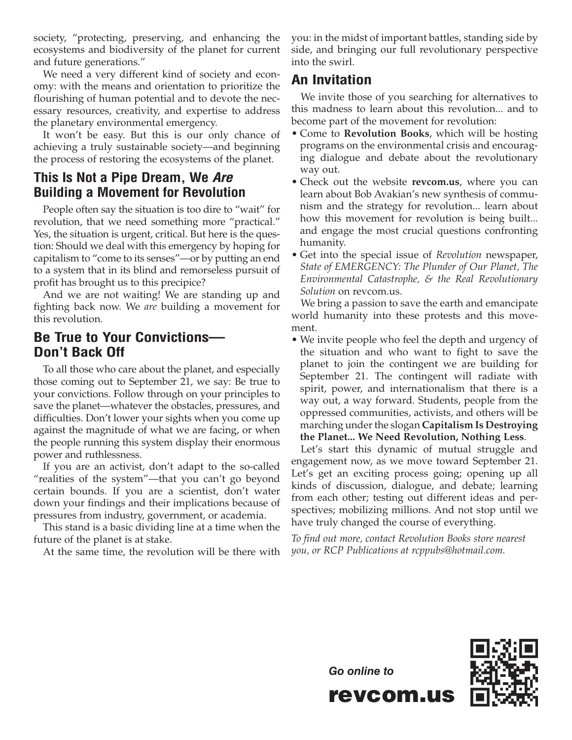society, "protecting, preserving, and enhancing the ecosystems and biodiversity of the planet for current and future generations."

We need a very different kind of society and economy: with the means and orientation to prioritize the flourishing of human potential and to devote the necessary resources, creativity, and expertise to address the planetary environmental emergency.

It won't be easy. But this is our only chance of achieving a truly sustainable society—and beginning the process of restoring the ecosystems of the planet.

## This Is Not a Pipe Dream, We *Are* Building a Movement for Revolution

People often say the situation is too dire to "wait" for revolution, that we need something more "practical." Yes, the situation is urgent, critical. But here is the question: Should we deal with this emergency by hoping for capitalism to "come to its senses"—or by putting an end to a system that in its blind and remorseless pursuit of profit has brought us to this precipice?

And we are not waiting! We are standing up and fighting back now. We *are* building a movement for this revolution.

## Be True to Your Convictions—Don't Back Off

To all those who care about the planet, and especially those coming out to September 21, we say: Be true to your convictions. Follow through on your principles to save the planet—whatever the obstacles, pressures, and difficulties. Don't lower your sights when you come up against the magnitude of what we are facing, or when the people running this system display their enormous power and ruthlessness.

If you are an activist, don't adapt to the so-called "realities of the system"—that you can't go beyond certain bounds. If you are a scientist, don't water down your findings and their implications because of pressures from industry, government, or academia.

This stand is a basic dividing line at a time when the future of the planet is at stake.

At the same time, the revolution will be there with you: in the midst of important battles, standing side by side, and bringing our full revolutionary perspective into the swirl.

## An Invitation

We invite those of you searching for alternatives to this madness to learn about this revolution... and to become part of the movement for revolution:

- Come to **Revolution Books**, which will be hosting programs on the environmental crisis and encouraging dialogue and debate about the revolutionary way out.
- Check out the website **revcom.us**, where you can learn about Bob Avakian's new synthesis of communism and the strategy for revolution... learn about how this movement for revolution is being built... and engage the most crucial questions confronting humanity.
- Get into the special issue of *Revolution* newspaper, *State of EMERGENCY: The Plunder of Our Planet, The Environmental Catastrophe, & the Real Revolutionary Solution* on revcom.us.

We bring a passion to save the earth and emancipate world humanity into these protests and this movement.

- We invite people who feel the depth and urgency of the situation and who want to fight to save the planet to join the contingent we are building for September 21. The contingent will radiate with spirit, power, and internationalism that there is a way out, a way forward. Students, people from the oppressed communities, activists, and others will be marching under the slogan **Capitalism Is Destroying the Planet... We Need Revolution, Nothing Less**.

Let's start this dynamic of mutual struggle and engagement now, as we move toward September 21. Let's get an exciting process going; opening up all kinds of discussion, dialogue, and debate; learning from each other; testing out different ideas and perspectives; mobilizing millions. And not stop until we have truly changed the course of everything.

*To find out more, contact Revolution Books store nearest you, or RCP Publications at rcppubs@hotmail.com.*

***Go online to***

**revcom.us**